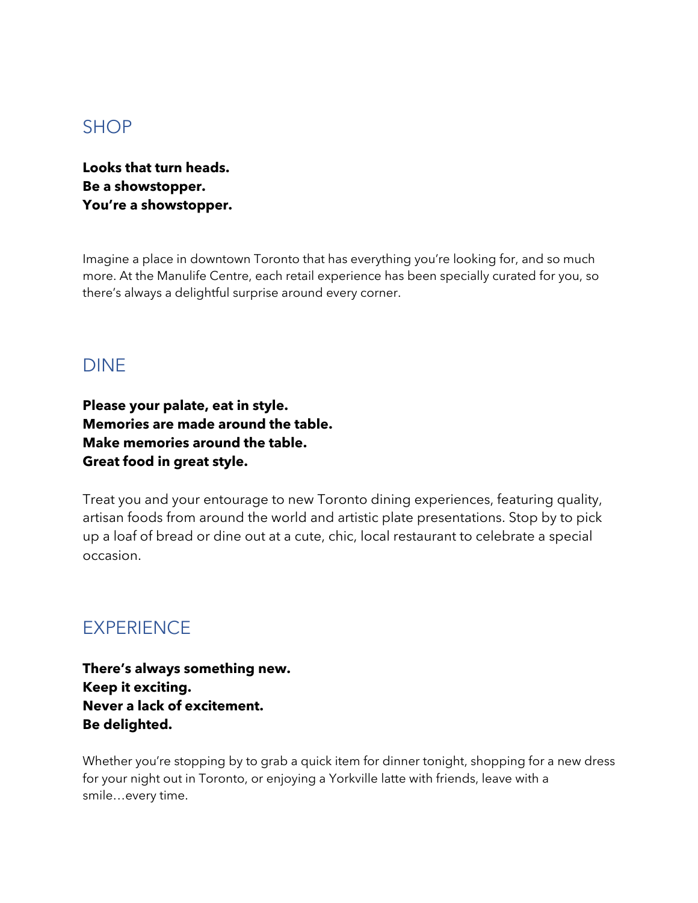## SHOP

**Looks that turn heads.**
**Be a showstopper.**
**You're a showstopper.**

Imagine a place in downtown Toronto that has everything you're looking for, and so much more. At the Manulife Centre, each retail experience has been specially curated for you, so there's always a delightful surprise around every corner.

## DINE

**Please your palate, eat in style.**
**Memories are made around the table.**
**Make memories around the table.**
**Great food in great style.**

Treat you and your entourage to new Toronto dining experiences, featuring quality, artisan foods from around the world and artistic plate presentations. Stop by to pick up a loaf of bread or dine out at a cute, chic, local restaurant to celebrate a special occasion.

## EXPERIENCE

**There's always something new.**
**Keep it exciting.**
**Never a lack of excitement.**
**Be delighted.**

Whether you're stopping by to grab a quick item for dinner tonight, shopping for a new dress for your night out in Toronto, or enjoying a Yorkville latte with friends, leave with a smile…every time.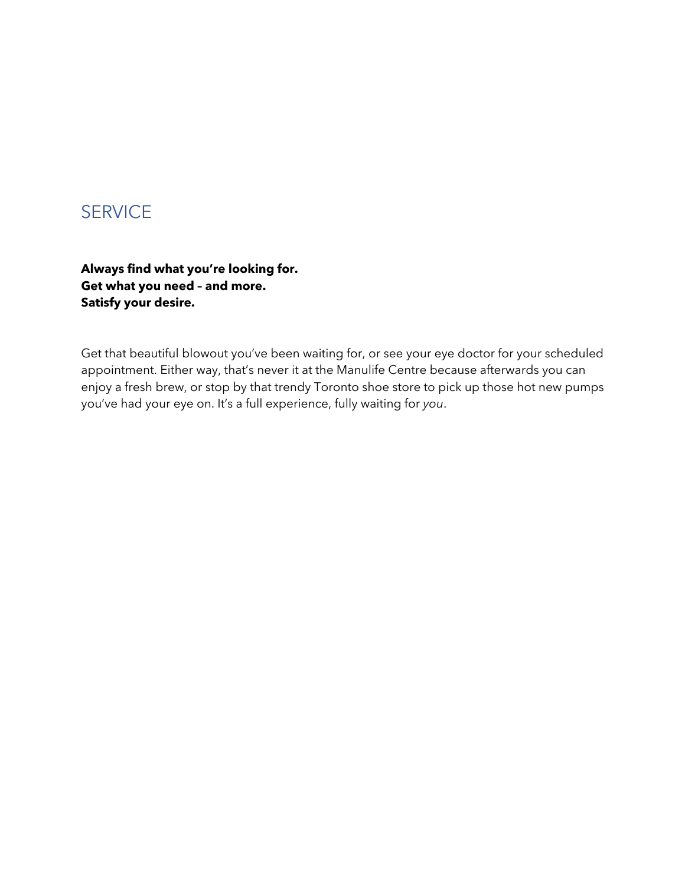# SERVICE

**Always find what you're looking for.**
**Get what you need – and more.**
**Satisfy your desire.**

Get that beautiful blowout you've been waiting for, or see your eye doctor for your scheduled appointment. Either way, that's never it at the Manulife Centre because afterwards you can enjoy a fresh brew, or stop by that trendy Toronto shoe store to pick up those hot new pumps you've had your eye on. It's a full experience, fully waiting for *you*.